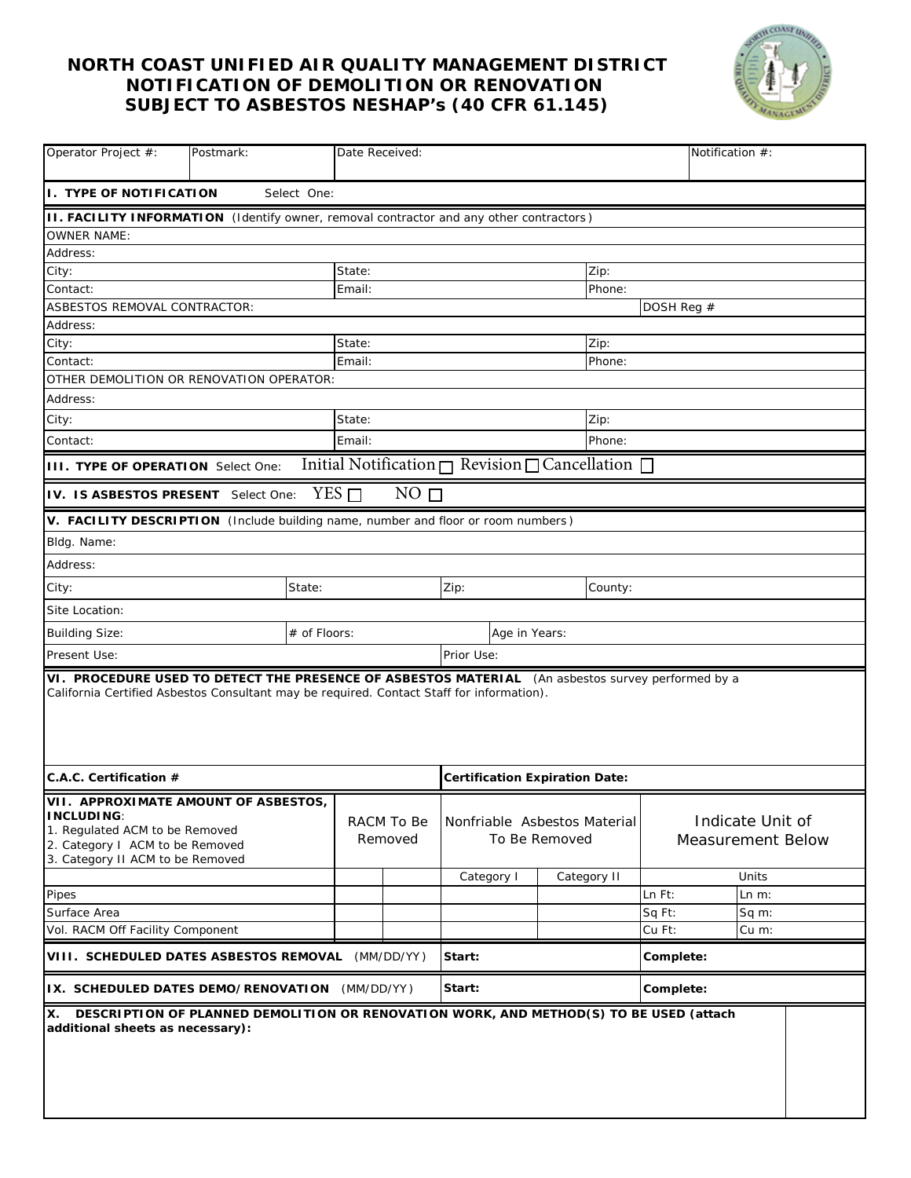# NORTH COAST UNIFIED AIR QUALITY MANAGEMENT DISTRICT
# NOTIFICATION OF DEMOLITION OR RENOVATION
# SUBJECT TO ASBESTOS NESHAP's (40 CFR 61.145)

| Operator Project #: | Postmark: | Date Received: | Notification #: |
|---|---|---|---|

**I. TYPE OF NOTIFICATION** Select One:

**II. FACILITY INFORMATION** (Identify owner, removal contractor and any other contractors)

| | | |
|---|---|---|
| OWNER NAME: | | |
| Address: | | |
| City: | State: | Zip: |
| Contact: | Email: | Phone: |
| ASBESTOS REMOVAL CONTRACTOR: | | DOSH Reg # |
| Address: | | |
| City: | State: | Zip: |
| Contact: | Email: | Phone: |
| OTHER DEMOLITION OR RENOVATION OPERATOR: | | |
| Address: | | |
| City: | State: | Zip: |
| Contact: | Email: | Phone: |

**III. TYPE OF OPERATION** Select One: Initial Notification ☐ Revision ☐ Cancellation ☐

**IV. IS ASBESTOS PRESENT** Select One: YES ☐ NO ☐

**V. FACILITY DESCRIPTION** (Include building name, number and floor or room numbers)

| | | | |
|---|---|---|---|
| Bldg. Name: | | | |
| Address: | | | |
| City: | State: | Zip: | County: |
| Site Location: | | | |
| Building Size: | # of Floors: | Age in Years: | |
| Present Use: | | Prior Use: | |

**VI. PROCEDURE USED TO DETECT THE PRESENCE OF ASBESTOS MATERIAL** (An asbestos survey performed by a California Certified Asbestos Consultant may be required. Contact Staff for information).

| **C.A.C. Certification #** | **Certification Expiration Date:** |
|---|---|

| **VII. APPROXIMATE AMOUNT OF ASBESTOS, INCLUDING**: 1. Regulated ACM to be Removed 2. Category I ACM to be Removed 3. Category II ACM to be Removed | RACM To Be Removed | | Nonfriable Asbestos Material To Be Removed | | Indicate Unit of Measurement Below | |
|---|---|---|---|---|---|---|
| | | | Category I | Category II | Units | |
| Pipes | | | | | Ln Ft: | Ln m: |
| Surface Area | | | | | Sq Ft: | Sq m: |
| Vol. RACM Off Facility Component | | | | | Cu Ft: | Cu m: |

| | | |
|---|---|---|
| **VIII. SCHEDULED DATES ASBESTOS REMOVAL** (MM/DD/YY) | **Start:** | **Complete:** |
| **IX. SCHEDULED DATES DEMO/RENOVATION** (MM/DD/YY) | **Start:** | **Complete:** |

**X. DESCRIPTION OF PLANNED DEMOLITION OR RENOVATION WORK, AND METHOD(S) TO BE USED (attach additional sheets as necessary):**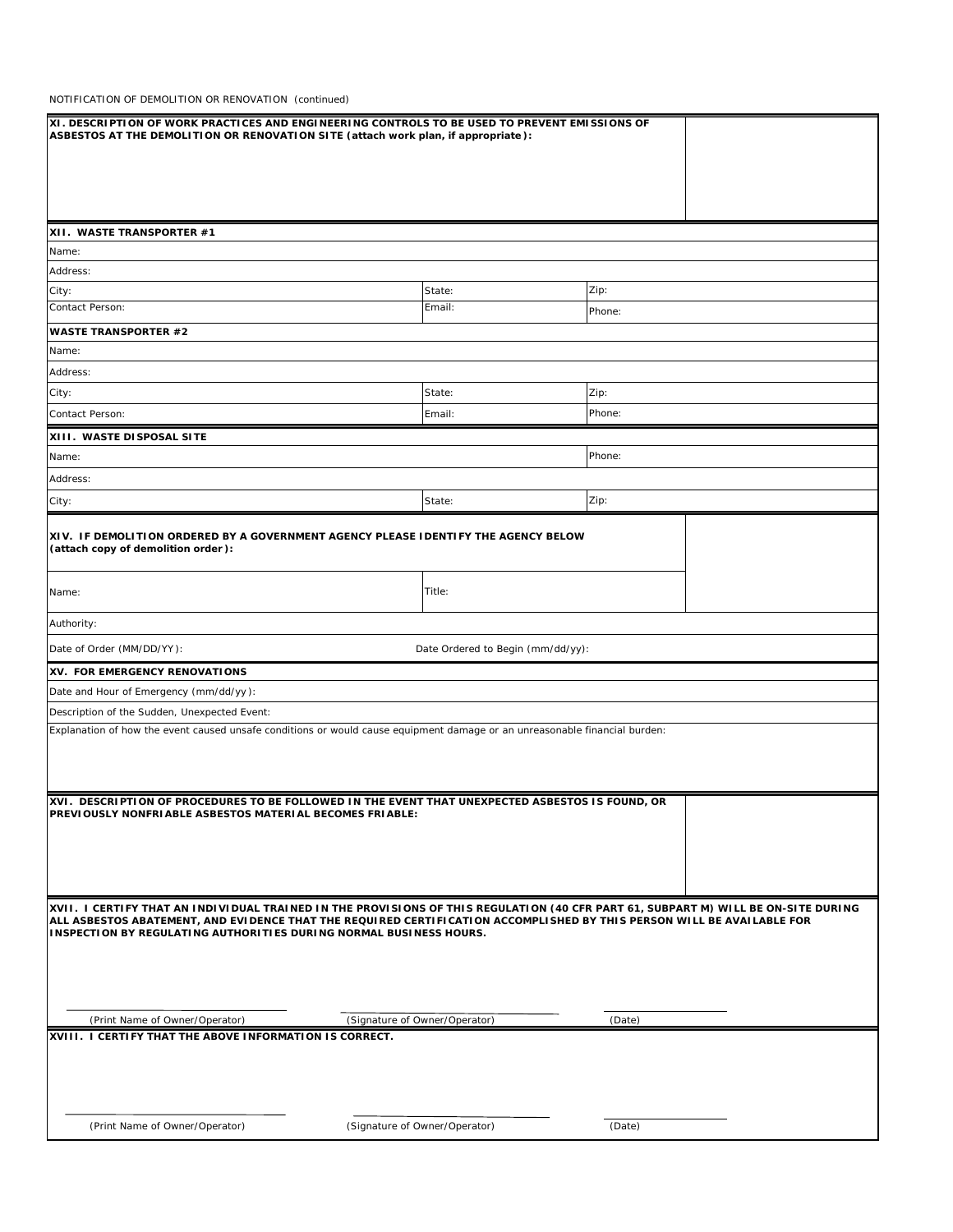NOTIFICATION OF DEMOLITION OR RENOVATION (continued)

**XI. DESCRIPTION OF WORK PRACTICES AND ENGINEERING CONTROLS TO BE USED TO PREVENT EMISSIONS OF ASBESTOS AT THE DEMOLITION OR RENOVATION SITE (attach work plan, if appropriate):**

**XII. WASTE TRANSPORTER #1**

| | | |
|---|---|---|
| Name: | | |
| Address: | | |
| City: | State: | Zip: |
| Contact Person: | Email: | Phone: |

**WASTE TRANSPORTER #2**

| | | |
|---|---|---|
| Name: | | |
| Address: | | |
| City: | State: | Zip: |
| Contact Person: | Email: | Phone: |

**XIII. WASTE DISPOSAL SITE**

| | | |
|---|---|---|
| Name: | | Phone: |
| Address: | | |
| City: | State: | Zip: |

**XIV. IF DEMOLITION ORDERED BY A GOVERNMENT AGENCY PLEASE IDENTIFY THE AGENCY BELOW (attach copy of demolition order):**

| | |
|---|---|
| Name: | Title: |
| Authority: | |
| Date of Order (MM/DD/YY): | Date Ordered to Begin (mm/dd/yy): |

**XV. FOR EMERGENCY RENOVATIONS**

Date and Hour of Emergency (mm/dd/yy):

Description of the Sudden, Unexpected Event:

Explanation of how the event caused unsafe conditions or would cause equipment damage or an unreasonable financial burden:

**XVI. DESCRIPTION OF PROCEDURES TO BE FOLLOWED IN THE EVENT THAT UNEXPECTED ASBESTOS IS FOUND, OR PREVIOUSLY NONFRIABLE ASBESTOS MATERIAL BECOMES FRIABLE:**

**XVII. I CERTIFY THAT AN INDIVIDUAL TRAINED IN THE PROVISIONS OF THIS REGULATION (40 CFR PART 61, SUBPART M) WILL BE ON-SITE DURING ALL ASBESTOS ABATEMENT, AND EVIDENCE THAT THE REQUIRED CERTIFICATION ACCOMPLISHED BY THIS PERSON WILL BE AVAILABLE FOR INSPECTION BY REGULATING AUTHORITIES DURING NORMAL BUSINESS HOURS.**

_______________________ _______________________ ____________

*(Print Name of Owner/Operator)* *(Signature of Owner/Operator)* *(Date)*

**XVIII. I CERTIFY THAT THE ABOVE INFORMATION IS CORRECT.**

_______________________ _______________________ ____________

*(Print Name of Owner/Operator)* *(Signature of Owner/Operator)* *(Date)*